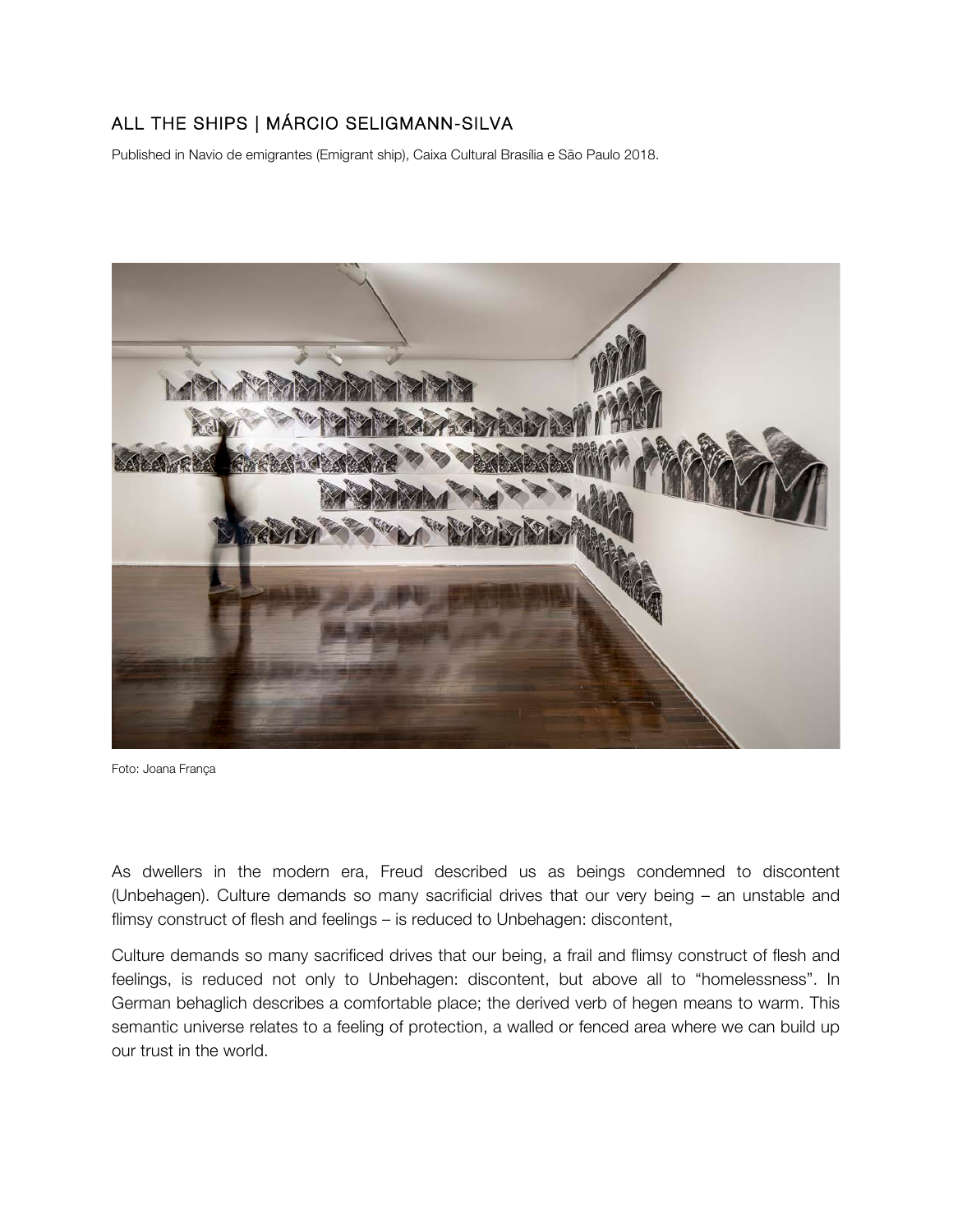# ALL THE SHIPS | MÁRCIO SELIGMANN-SILVA

Published in Navio de emigrantes (Emigrant ship), Caixa Cultural Brasília e São Paulo 2018.

Foto: Joana França

As dwellers in the modern era, Freud described us as beings condemned to discontent (Unbehagen). Culture demands so many sacrificial drives that our very being – an unstable and flimsy construct of flesh and feelings – is reduced to Unbehagen: discontent,

Culture demands so many sacrificed drives that our being, a frail and flimsy construct of flesh and feelings, is reduced not only to Unbehagen: discontent, but above all to "homelessness". In German behaglich describes a comfortable place; the derived verb of hegen means to warm. This semantic universe relates to a feeling of protection, a walled or fenced area where we can build up our trust in the world.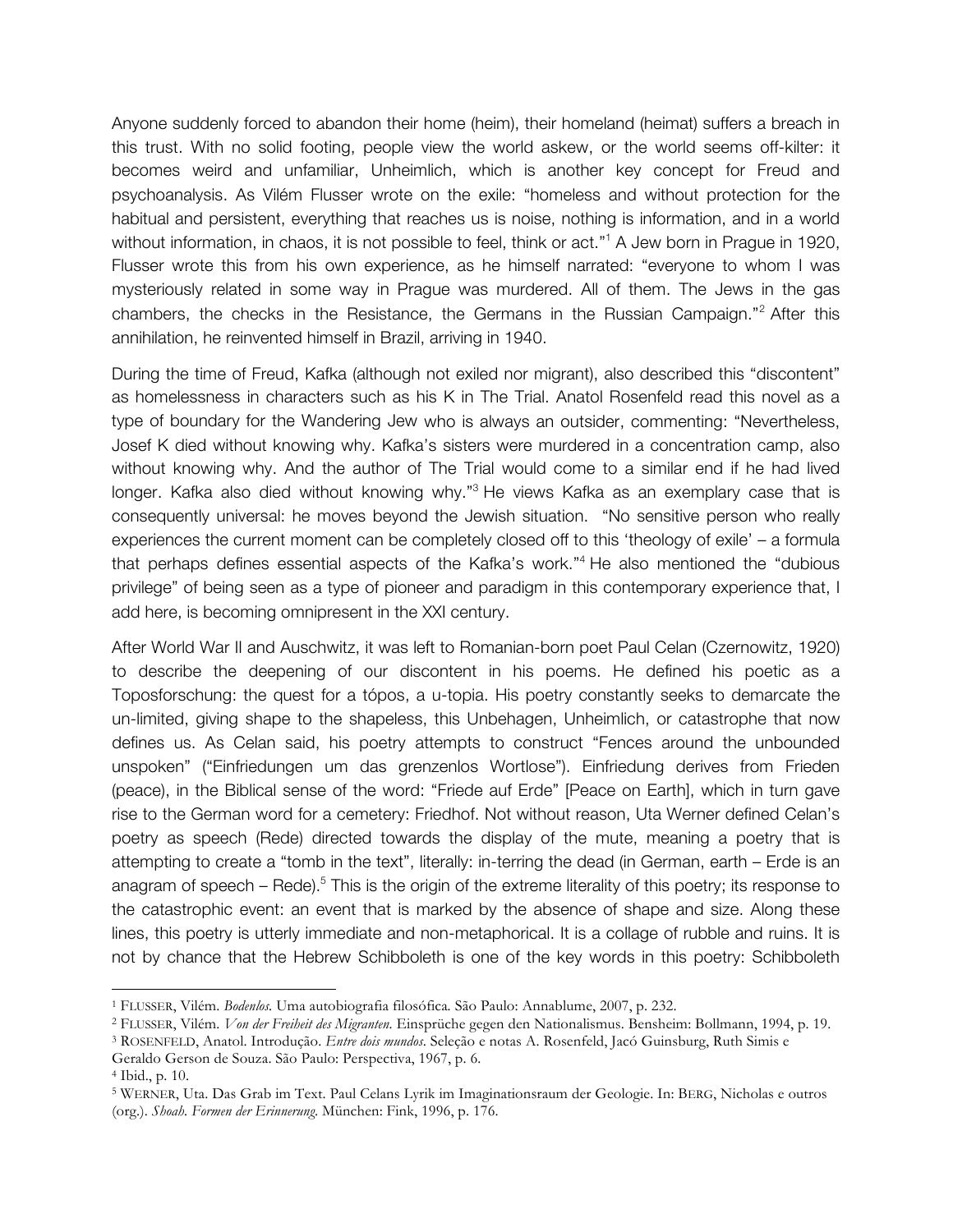Anyone suddenly forced to abandon their home (heim), their homeland (heimat) suffers a breach in this trust. With no solid footing, people view the world askew, or the world seems off-kilter: it becomes weird and unfamiliar, Unheimlich, which is another key concept for Freud and psychoanalysis. As Vilém Flusser wrote on the exile: "homeless and without protection for the habitual and persistent, everything that reaches us is noise, nothing is information, and in a world without information, in chaos, it is not possible to feel, think or act."[1] A Jew born in Prague in 1920, Flusser wrote this from his own experience, as he himself narrated: "everyone to whom I was mysteriously related in some way in Prague was murdered. All of them. The Jews in the gas chambers, the checks in the Resistance, the Germans in the Russian Campaign."[2] After this annihilation, he reinvented himself in Brazil, arriving in 1940.

During the time of Freud, Kafka (although not exiled nor migrant), also described this "discontent" as homelessness in characters such as his K in The Trial. Anatol Rosenfeld read this novel as a type of boundary for the Wandering Jew who is always an outsider, commenting: "Nevertheless, Josef K died without knowing why. Kafka's sisters were murdered in a concentration camp, also without knowing why. And the author of The Trial would come to a similar end if he had lived longer. Kafka also died without knowing why."[3] He views Kafka as an exemplary case that is consequently universal: he moves beyond the Jewish situation. "No sensitive person who really experiences the current moment can be completely closed off to this 'theology of exile' – a formula that perhaps defines essential aspects of the Kafka's work."[4] He also mentioned the "dubious privilege" of being seen as a type of pioneer and paradigm in this contemporary experience that, I add here, is becoming omnipresent in the XXI century.

After World War II and Auschwitz, it was left to Romanian-born poet Paul Celan (Czernowitz, 1920) to describe the deepening of our discontent in his poems. He defined his poetic as a Toposforschung: the quest for a tópos, a u-topia. His poetry constantly seeks to demarcate the un-limited, giving shape to the shapeless, this Unbehagen, Unheimlich, or catastrophe that now defines us. As Celan said, his poetry attempts to construct "Fences around the unbounded unspoken" ("Einfriedungen um das grenzenlos Wortlose"). Einfriedung derives from Frieden (peace), in the Biblical sense of the word: "Friede auf Erde" [Peace on Earth], which in turn gave rise to the German word for a cemetery: Friedhof. Not without reason, Uta Werner defined Celan's poetry as speech (Rede) directed towards the display of the mute, meaning a poetry that is attempting to create a "tomb in the text", literally: in-terring the dead (in German, earth – Erde is an anagram of speech – Rede).[5] This is the origin of the extreme literality of this poetry; its response to the catastrophic event: an event that is marked by the absence of shape and size. Along these lines, this poetry is utterly immediate and non-metaphorical. It is a collage of rubble and ruins. It is not by chance that the Hebrew Schibboleth is one of the key words in this poetry: Schibboleth

---

[1] FLUSSER, Vilém. *Bodenlos.* Uma autobiografia filosófica. São Paulo: Annablume, 2007, p. 232.

[2] FLUSSER, Vilém. *Von der Freiheit des Migranten.* Einsprüche gegen den Nationalismus. Bensheim: Bollmann, 1994, p. 19.

[3] ROSENFELD, Anatol. Introdução. *Entre dois mundos*. Seleção e notas A. Rosenfeld, Jacó Guinsburg, Ruth Simis e Geraldo Gerson de Souza. São Paulo: Perspectiva, 1967, p. 6.

[4] Ibid., p. 10.

[5] WERNER, Uta. Das Grab im Text. Paul Celans Lyrik im Imaginationsraum der Geologie. In: BERG, Nicholas e outros (org.). *Shoah. Formen der Erinnerung.* München: Fink, 1996, p. 176.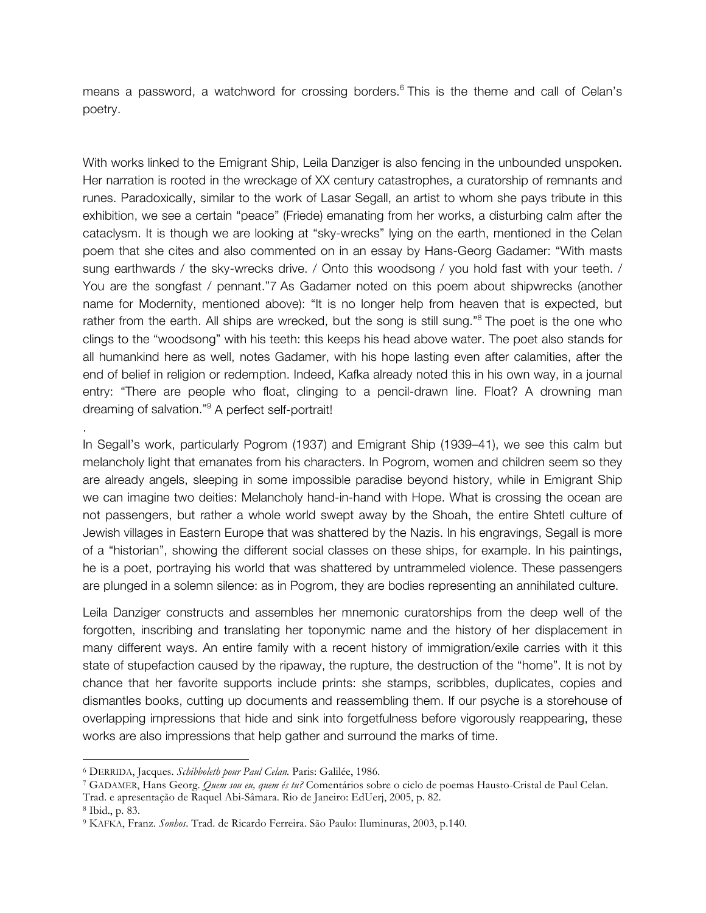means a password, a watchword for crossing borders.[6] This is the theme and call of Celan's poetry.

With works linked to the Emigrant Ship, Leila Danziger is also fencing in the unbounded unspoken. Her narration is rooted in the wreckage of XX century catastrophes, a curatorship of remnants and runes. Paradoxically, similar to the work of Lasar Segall, an artist to whom she pays tribute in this exhibition, we see a certain "peace" (Friede) emanating from her works, a disturbing calm after the cataclysm. It is though we are looking at "sky-wrecks" lying on the earth, mentioned in the Celan poem that she cites and also commented on in an essay by Hans-Georg Gadamer: "With masts sung earthwards / the sky-wrecks drive. / Onto this woodsong / you hold fast with your teeth. / You are the songfast / pennant."7 As Gadamer noted on this poem about shipwrecks (another name for Modernity, mentioned above): "It is no longer help from heaven that is expected, but rather from the earth. All ships are wrecked, but the song is still sung."[8] The poet is the one who clings to the "woodsong" with his teeth: this keeps his head above water. The poet also stands for all humankind here as well, notes Gadamer, with his hope lasting even after calamities, after the end of belief in religion or redemption. Indeed, Kafka already noted this in his own way, in a journal entry: "There are people who float, clinging to a pencil-drawn line. Float? A drowning man dreaming of salvation."[9] A perfect self-portrait!

.

In Segall's work, particularly Pogrom (1937) and Emigrant Ship (1939–41), we see this calm but melancholy light that emanates from his characters. In Pogrom, women and children seem so they are already angels, sleeping in some impossible paradise beyond history, while in Emigrant Ship we can imagine two deities: Melancholy hand-in-hand with Hope. What is crossing the ocean are not passengers, but rather a whole world swept away by the Shoah, the entire Shtetl culture of Jewish villages in Eastern Europe that was shattered by the Nazis. In his engravings, Segall is more of a "historian", showing the different social classes on these ships, for example. In his paintings, he is a poet, portraying his world that was shattered by untrammeled violence. These passengers are plunged in a solemn silence: as in Pogrom, they are bodies representing an annihilated culture.

Leila Danziger constructs and assembles her mnemonic curatorships from the deep well of the forgotten, inscribing and translating her toponymic name and the history of her displacement in many different ways. An entire family with a recent history of immigration/exile carries with it this state of stupefaction caused by the ripaway, the rupture, the destruction of the "home". It is not by chance that her favorite supports include prints: she stamps, scribbles, duplicates, copies and dismantles books, cutting up documents and reassembling them. If our psyche is a storehouse of overlapping impressions that hide and sink into forgetfulness before vigorously reappearing, these works are also impressions that help gather and surround the marks of time.

---

[6] DERRIDA, Jacques. *Schibboleth pour Paul Celan.* Paris: Galilée, 1986.

[7] GADAMER, Hans Georg. *Quem sou eu, quem és tu?* Comentários sobre o ciclo de poemas Hausto-Cristal de Paul Celan. Trad. e apresentação de Raquel Abi-Sâmara. Rio de Janeiro: EdUerj, 2005, p. 82.

[8] Ibid., p. 83.

[9] KAFKA, Franz. *Sonhos.* Trad. de Ricardo Ferreira. São Paulo: Iluminuras, 2003, p.140.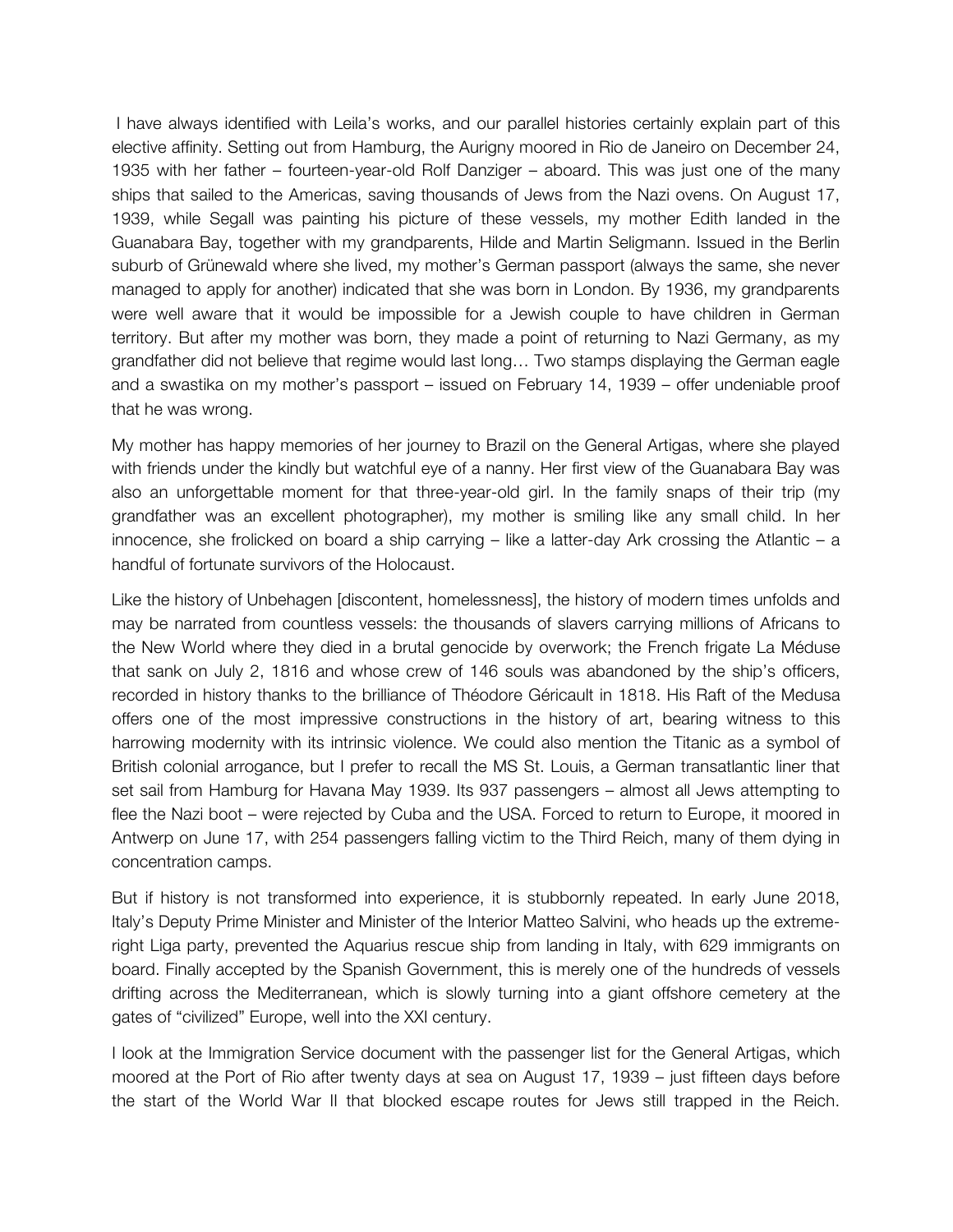I have always identified with Leila's works, and our parallel histories certainly explain part of this elective affinity. Setting out from Hamburg, the Aurigny moored in Rio de Janeiro on December 24, 1935 with her father – fourteen-year-old Rolf Danziger – aboard. This was just one of the many ships that sailed to the Americas, saving thousands of Jews from the Nazi ovens. On August 17, 1939, while Segall was painting his picture of these vessels, my mother Edith landed in the Guanabara Bay, together with my grandparents, Hilde and Martin Seligmann. Issued in the Berlin suburb of Grünewald where she lived, my mother's German passport (always the same, she never managed to apply for another) indicated that she was born in London. By 1936, my grandparents were well aware that it would be impossible for a Jewish couple to have children in German territory. But after my mother was born, they made a point of returning to Nazi Germany, as my grandfather did not believe that regime would last long… Two stamps displaying the German eagle and a swastika on my mother's passport – issued on February 14, 1939 – offer undeniable proof that he was wrong.

My mother has happy memories of her journey to Brazil on the General Artigas, where she played with friends under the kindly but watchful eye of a nanny. Her first view of the Guanabara Bay was also an unforgettable moment for that three-year-old girl. In the family snaps of their trip (my grandfather was an excellent photographer), my mother is smiling like any small child. In her innocence, she frolicked on board a ship carrying – like a latter-day Ark crossing the Atlantic – a handful of fortunate survivors of the Holocaust.

Like the history of Unbehagen [discontent, homelessness], the history of modern times unfolds and may be narrated from countless vessels: the thousands of slavers carrying millions of Africans to the New World where they died in a brutal genocide by overwork; the French frigate La Méduse that sank on July 2, 1816 and whose crew of 146 souls was abandoned by the ship's officers, recorded in history thanks to the brilliance of Théodore Géricault in 1818. His Raft of the Medusa offers one of the most impressive constructions in the history of art, bearing witness to this harrowing modernity with its intrinsic violence. We could also mention the Titanic as a symbol of British colonial arrogance, but I prefer to recall the MS St. Louis, a German transatlantic liner that set sail from Hamburg for Havana May 1939. Its 937 passengers – almost all Jews attempting to flee the Nazi boot – were rejected by Cuba and the USA. Forced to return to Europe, it moored in Antwerp on June 17, with 254 passengers falling victim to the Third Reich, many of them dying in concentration camps.

But if history is not transformed into experience, it is stubbornly repeated. In early June 2018, Italy's Deputy Prime Minister and Minister of the Interior Matteo Salvini, who heads up the extreme-right Liga party, prevented the Aquarius rescue ship from landing in Italy, with 629 immigrants on board. Finally accepted by the Spanish Government, this is merely one of the hundreds of vessels drifting across the Mediterranean, which is slowly turning into a giant offshore cemetery at the gates of "civilized" Europe, well into the XXI century.

I look at the Immigration Service document with the passenger list for the General Artigas, which moored at the Port of Rio after twenty days at sea on August 17, 1939 – just fifteen days before the start of the World War II that blocked escape routes for Jews still trapped in the Reich.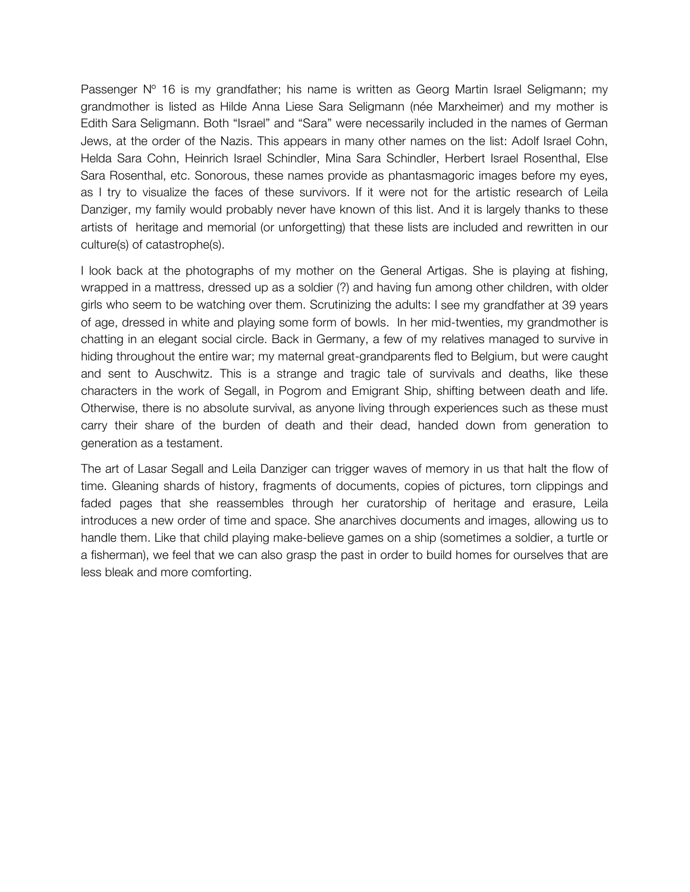Passenger Nº 16 is my grandfather; his name is written as Georg Martin Israel Seligmann; my grandmother is listed as Hilde Anna Liese Sara Seligmann (née Marxheimer) and my mother is Edith Sara Seligmann. Both "Israel" and "Sara" were necessarily included in the names of German Jews, at the order of the Nazis. This appears in many other names on the list: Adolf Israel Cohn, Helda Sara Cohn, Heinrich Israel Schindler, Mina Sara Schindler, Herbert Israel Rosenthal, Else Sara Rosenthal, etc. Sonorous, these names provide as phantasmagoric images before my eyes, as I try to visualize the faces of these survivors. If it were not for the artistic research of Leila Danziger, my family would probably never have known of this list. And it is largely thanks to these artists of heritage and memorial (or unforgetting) that these lists are included and rewritten in our culture(s) of catastrophe(s).

I look back at the photographs of my mother on the General Artigas. She is playing at fishing, wrapped in a mattress, dressed up as a soldier (?) and having fun among other children, with older girls who seem to be watching over them. Scrutinizing the adults: I see my grandfather at 39 years of age, dressed in white and playing some form of bowls. In her mid-twenties, my grandmother is chatting in an elegant social circle. Back in Germany, a few of my relatives managed to survive in hiding throughout the entire war; my maternal great-grandparents fled to Belgium, but were caught and sent to Auschwitz. This is a strange and tragic tale of survivals and deaths, like these characters in the work of Segall, in Pogrom and Emigrant Ship, shifting between death and life. Otherwise, there is no absolute survival, as anyone living through experiences such as these must carry their share of the burden of death and their dead, handed down from generation to generation as a testament.

The art of Lasar Segall and Leila Danziger can trigger waves of memory in us that halt the flow of time. Gleaning shards of history, fragments of documents, copies of pictures, torn clippings and faded pages that she reassembles through her curatorship of heritage and erasure, Leila introduces a new order of time and space. She anarchives documents and images, allowing us to handle them. Like that child playing make-believe games on a ship (sometimes a soldier, a turtle or a fisherman), we feel that we can also grasp the past in order to build homes for ourselves that are less bleak and more comforting.